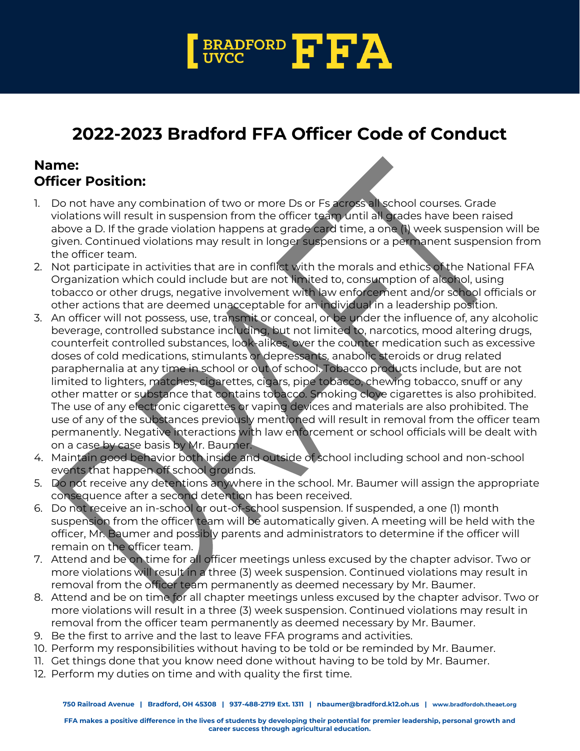# 2022-2023 Bradford FFA Officer Code of Conduct

**Name:**
**Officer Position:**

1. Do not have any combination of two or more Ds or Fs across all school courses. Grade violations will result in suspension from the officer team until all grades have been raised above a D. If the grade violation happens at grade card time, a one (1) week suspension will be given. Continued violations may result in longer suspensions or a permanent suspension from the officer team.
2. Not participate in activities that are in conflict with the morals and ethics of the National FFA Organization which could include but are not limited to, consumption of alcohol, using tobacco or other drugs, negative involvement with law enforcement and/or school officials or other actions that are deemed unacceptable for an individual in a leadership position.
3. An officer will not possess, use, transmit or conceal, or be under the influence of, any alcoholic beverage, controlled substance including, but not limited to, narcotics, mood altering drugs, counterfeit controlled substances, look-alikes, over the counter medication such as excessive doses of cold medications, stimulants or depressants, anabolic steroids or drug related paraphernalia at any time in school or out of school. Tobacco products include, but are not limited to lighters, matches, cigarettes, cigars, pipe tobacco, chewing tobacco, snuff or any other matter or substance that contains tobacco. Smoking clove cigarettes is also prohibited. The use of any electronic cigarettes or vaping devices and materials are also prohibited. The use of any of the substances previously mentioned will result in removal from the officer team permanently. Negative interactions with law enforcement or school officials will be dealt with on a case by case basis by Mr. Baumer.
4. Maintain good behavior both inside and outside of school including school and non-school events that happen off school grounds.
5. Do not receive any detentions anywhere in the school. Mr. Baumer will assign the appropriate consequence after a second detention has been received.
6. Do not receive an in-school or out-of-school suspension. If suspended, a one (1) month suspension from the officer team will be automatically given. A meeting will be held with the officer, Mr. Baumer and possibly parents and administrators to determine if the officer will remain on the officer team.
7. Attend and be on time for all officer meetings unless excused by the chapter advisor. Two or more violations will result in a three (3) week suspension. Continued violations may result in removal from the officer team permanently as deemed necessary by Mr. Baumer.
8. Attend and be on time for all chapter meetings unless excused by the chapter advisor. Two or more violations will result in a three (3) week suspension. Continued violations may result in removal from the officer team permanently as deemed necessary by Mr. Baumer.
9. Be the first to arrive and the last to leave FFA programs and activities.
10. Perform my responsibilities without having to be told or be reminded by Mr. Baumer.
11. Get things done that you know need done without having to be told by Mr. Baumer.
12. Perform my duties on time and with quality the first time.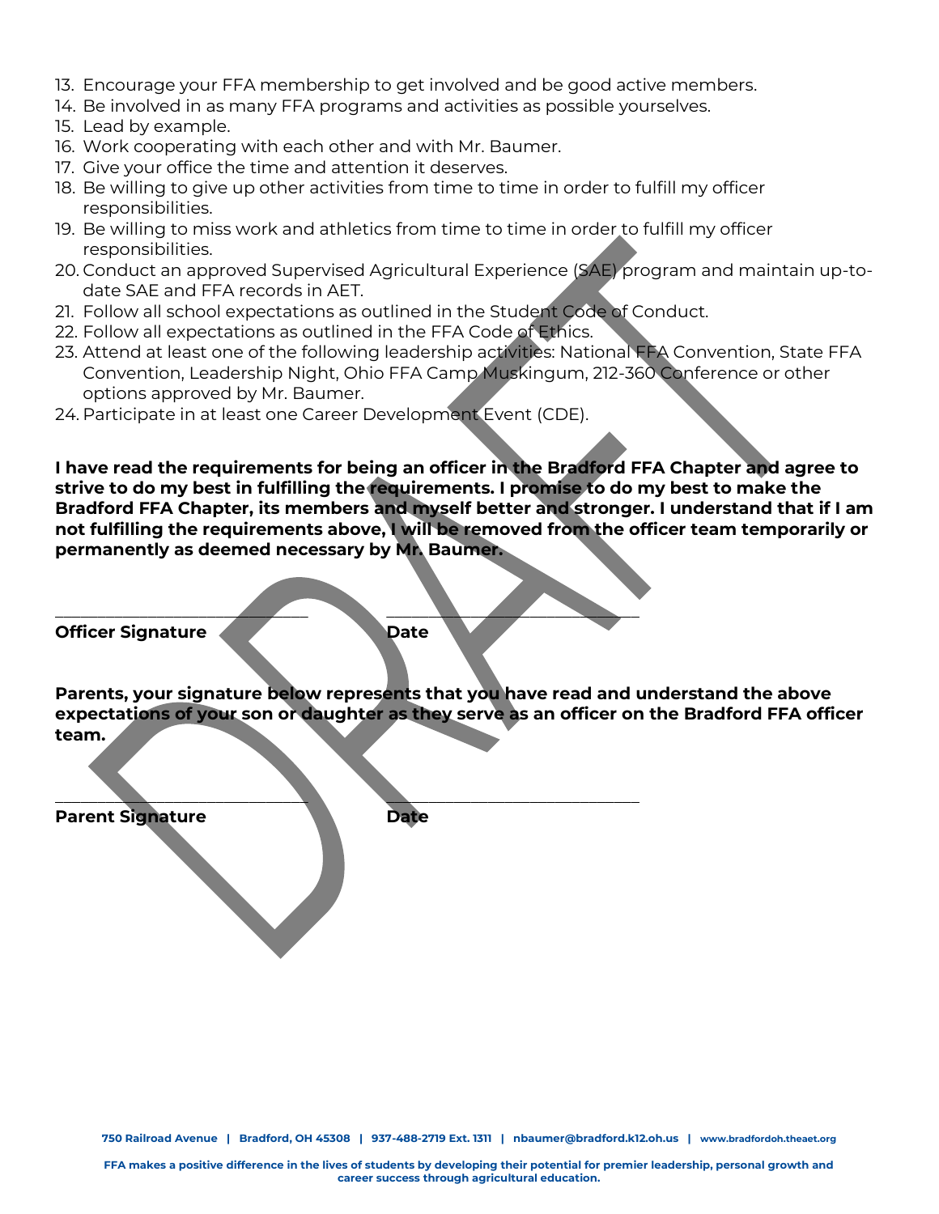13. Encourage your FFA membership to get involved and be good active members.
14. Be involved in as many FFA programs and activities as possible yourselves.
15. Lead by example.
16. Work cooperating with each other and with Mr. Baumer.
17. Give your office the time and attention it deserves.
18. Be willing to give up other activities from time to time in order to fulfill my officer responsibilities.
19. Be willing to miss work and athletics from time to time in order to fulfill my officer responsibilities.
20. Conduct an approved Supervised Agricultural Experience (SAE) program and maintain up-to-date SAE and FFA records in AET.
21. Follow all school expectations as outlined in the Student Code of Conduct.
22. Follow all expectations as outlined in the FFA Code of Ethics.
23. Attend at least one of the following leadership activities: National FFA Convention, State FFA Convention, Leadership Night, Ohio FFA Camp Muskingum, 212-360 Conference or other options approved by Mr. Baumer.
24. Participate in at least one Career Development Event (CDE).

**I have read the requirements for being an officer in the Bradford FFA Chapter and agree to strive to do my best in fulfilling the requirements. I promise to do my best to make the Bradford FFA Chapter, its members and myself better and stronger. I understand that if I am not fulfilling the requirements above, I will be removed from the officer team temporarily or permanently as deemed necessary by Mr. Baumer.**

\_\_\_\_\_\_\_\_\_\_\_\_\_\_\_\_\_\_\_\_\_\_\_\_\_\_\_\_ \_\_\_\_\_\_\_\_\_\_\_\_\_\_\_\_\_\_\_\_\_\_\_\_\_\_\_\_

**Officer Signature** **Date**

**Parents, your signature below represents that you have read and understand the above expectations of your son or daughter as they serve as an officer on the Bradford FFA officer team.**

\_\_\_\_\_\_\_\_\_\_\_\_\_\_\_\_\_\_\_\_\_\_\_\_\_\_\_\_ \_\_\_\_\_\_\_\_\_\_\_\_\_\_\_\_\_\_\_\_\_\_\_\_\_\_\_\_

**Parent Signature** **Date**

DRAFT

**750 Railroad Avenue | Bradford, OH 45308 | 937-488-2719 Ext. 1311 | nbaumer@bradford.k12.oh.us | www.bradfordoh.theaet.org**

**FFA makes a positive difference in the lives of students by developing their potential for premier leadership, personal growth and career success through agricultural education.**